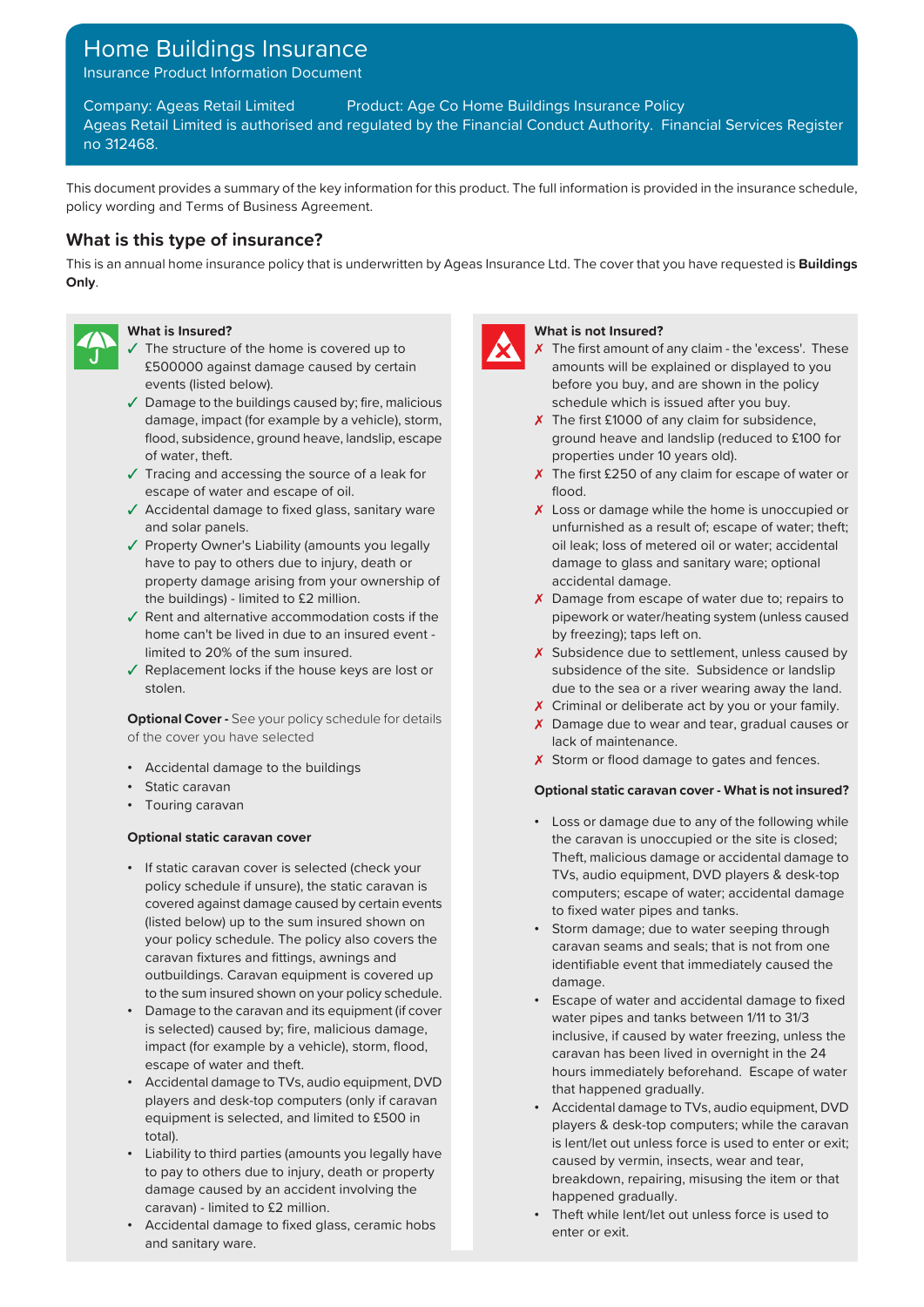# Home Buildings Insurance

Insurance Product Information Document

Company: Ageas Retail Limited Product: Age Co Home Buildings Insurance Policy

Ageas Retail Limited is authorised and regulated by the Financial Conduct Authority. Financial Services Register no 312468.

This document provides a summary of the key information for this product. The full information is provided in the insurance schedule, policy wording and Terms of Business Agreement.

## What is this type of insurance?

This is an annual home insurance policy that is underwritten by Ageas Insurance Ltd. The cover that you have requested is **Buildings Only**.

### What is Insured?

- ✓ The structure of the home is covered up to £500000 against damage caused by certain events (listed below).
- ✓ Damage to the buildings caused by; fire, malicious damage, impact (for example by a vehicle), storm, flood, subsidence, ground heave, landslip, escape of water, theft.
- ✓ Tracing and accessing the source of a leak for escape of water and escape of oil.
- ✓ Accidental damage to fixed glass, sanitary ware and solar panels.
- ✓ Property Owner's Liability (amounts you legally have to pay to others due to injury, death or property damage arising from your ownership of the buildings) - limited to £2 million.
- ✓ Rent and alternative accommodation costs if the home can't be lived in due to an insured event - limited to 20% of the sum insured.
- ✓ Replacement locks if the house keys are lost or stolen.

**Optional Cover -** See your policy schedule for details of the cover you have selected

- Accidental damage to the buildings
- Static caravan
- Touring caravan

**Optional static caravan cover**

- If static caravan cover is selected (check your policy schedule if unsure), the static caravan is covered against damage caused by certain events (listed below) up to the sum insured shown on your policy schedule. The policy also covers the caravan fixtures and fittings, awnings and outbuildings. Caravan equipment is covered up to the sum insured shown on your policy schedule.
- Damage to the caravan and its equipment (if cover is selected) caused by; fire, malicious damage, impact (for example by a vehicle), storm, flood, escape of water and theft.
- Accidental damage to TVs, audio equipment, DVD players and desk-top computers (only if caravan equipment is selected, and limited to £500 in total).
- Liability to third parties (amounts you legally have to pay to others due to injury, death or property damage caused by an accident involving the caravan) - limited to £2 million.
- Accidental damage to fixed glass, ceramic hobs and sanitary ware.

### What is not Insured?

- ✗ The first amount of any claim - the 'excess'. These amounts will be explained or displayed to you before you buy, and are shown in the policy schedule which is issued after you buy.
- ✗ The first £1000 of any claim for subsidence, ground heave and landslip (reduced to £100 for properties under 10 years old).
- ✗ The first £250 of any claim for escape of water or flood.
- ✗ Loss or damage while the home is unoccupied or unfurnished as a result of; escape of water; theft; oil leak; loss of metered oil or water; accidental damage to glass and sanitary ware; optional accidental damage.
- ✗ Damage from escape of water due to; repairs to pipework or water/heating system (unless caused by freezing); taps left on.
- ✗ Subsidence due to settlement, unless caused by subsidence of the site. Subsidence or landslip due to the sea or a river wearing away the land.
- ✗ Criminal or deliberate act by you or your family.
- ✗ Damage due to wear and tear, gradual causes or lack of maintenance.
- ✗ Storm or flood damage to gates and fences.

**Optional static caravan cover - What is not insured?**

- Loss or damage due to any of the following while the caravan is unoccupied or the site is closed; Theft, malicious damage or accidental damage to TVs, audio equipment, DVD players & desk-top computers; escape of water; accidental damage to fixed water pipes and tanks.
- Storm damage; due to water seeping through caravan seams and seals; that is not from one identifiable event that immediately caused the damage.
- Escape of water and accidental damage to fixed water pipes and tanks between 1/11 to 31/3 inclusive, if caused by water freezing, unless the caravan has been lived in overnight in the 24 hours immediately beforehand. Escape of water that happened gradually.
- Accidental damage to TVs, audio equipment, DVD players & desk-top computers; while the caravan is lent/let out unless force is used to enter or exit; caused by vermin, insects, wear and tear, breakdown, repairing, misusing the item or that happened gradually.
- Theft while lent/let out unless force is used to enter or exit.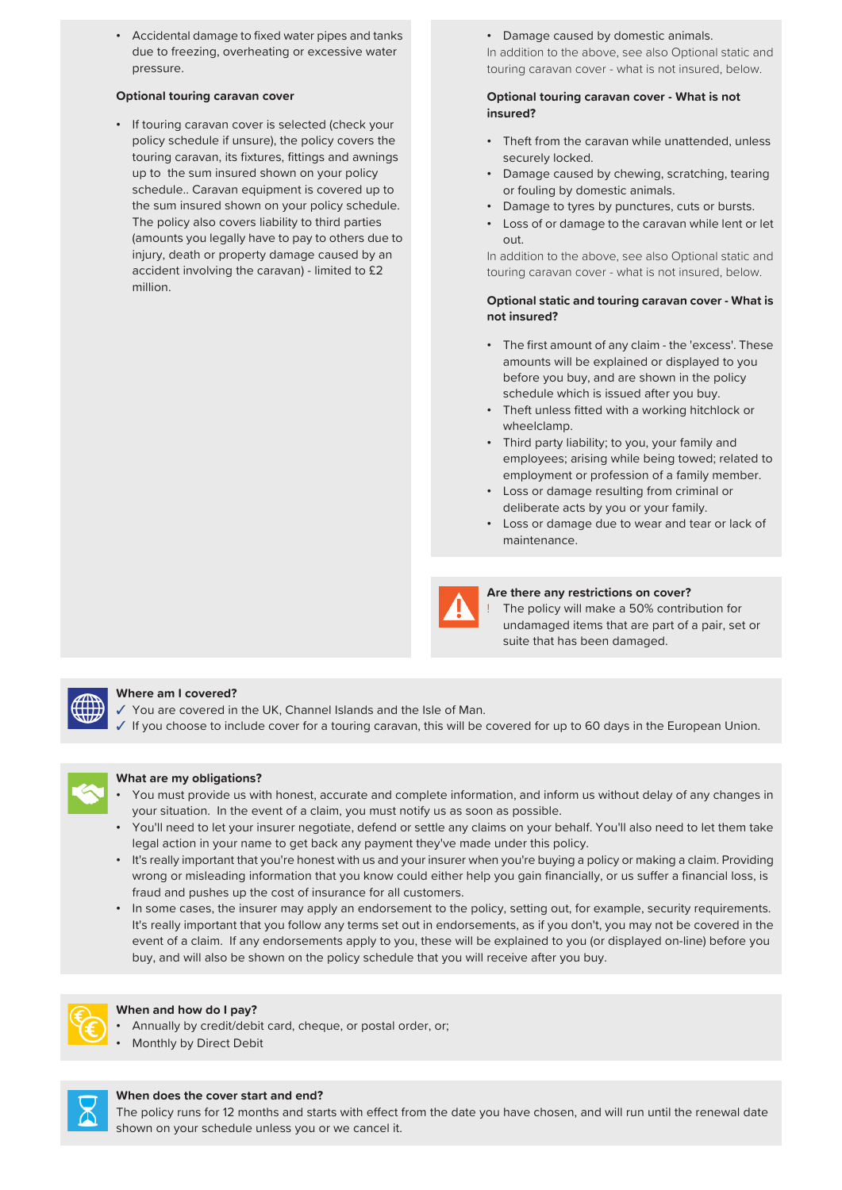- Accidental damage to fixed water pipes and tanks due to freezing, overheating or excessive water pressure.

**Optional touring caravan cover**

- If touring caravan cover is selected (check your policy schedule if unsure), the policy covers the touring caravan, its fixtures, fittings and awnings up to the sum insured shown on your policy schedule.. Caravan equipment is covered up to the sum insured shown on your policy schedule. The policy also covers liability to third parties (amounts you legally have to pay to others due to injury, death or property damage caused by an accident involving the caravan) - limited to £2 million.

- Damage caused by domestic animals.

In addition to the above, see also Optional static and touring caravan cover - what is not insured, below.

**Optional touring caravan cover - What is not insured?**

- Theft from the caravan while unattended, unless securely locked.
- Damage caused by chewing, scratching, tearing or fouling by domestic animals.
- Damage to tyres by punctures, cuts or bursts.
- Loss of or damage to the caravan while lent or let out.

In addition to the above, see also Optional static and touring caravan cover - what is not insured, below.

**Optional static and touring caravan cover - What is not insured?**

- The first amount of any claim - the 'excess'. These amounts will be explained or displayed to you before you buy, and are shown in the policy schedule which is issued after you buy.
- Theft unless fitted with a working hitchlock or wheelclamp.
- Third party liability; to you, your family and employees; arising while being towed; related to employment or profession of a family member.
- Loss or damage resulting from criminal or deliberate acts by you or your family.
- Loss or damage due to wear and tear or lack of maintenance.

**Are there any restrictions on cover?**

! The policy will make a 50% contribution for undamaged items that are part of a pair, set or suite that has been damaged.

**Where am I covered?**

✓ You are covered in the UK, Channel Islands and the Isle of Man.

✓ If you choose to include cover for a touring caravan, this will be covered for up to 60 days in the European Union.

**What are my obligations?**

- You must provide us with honest, accurate and complete information, and inform us without delay of any changes in your situation. In the event of a claim, you must notify us as soon as possible.
- You'll need to let your insurer negotiate, defend or settle any claims on your behalf. You'll also need to let them take legal action in your name to get back any payment they've made under this policy.
- It's really important that you're honest with us and your insurer when you're buying a policy or making a claim. Providing wrong or misleading information that you know could either help you gain financially, or us suffer a financial loss, is fraud and pushes up the cost of insurance for all customers.
- In some cases, the insurer may apply an endorsement to the policy, setting out, for example, security requirements. It's really important that you follow any terms set out in endorsements, as if you don't, you may not be covered in the event of a claim. If any endorsements apply to you, these will be explained to you (or displayed on-line) before you buy, and will also be shown on the policy schedule that you will receive after you buy.

**When and how do I pay?**

- Annually by credit/debit card, cheque, or postal order, or;
- Monthly by Direct Debit

**When does the cover start and end?**

The policy runs for 12 months and starts with effect from the date you have chosen, and will run until the renewal date shown on your schedule unless you or we cancel it.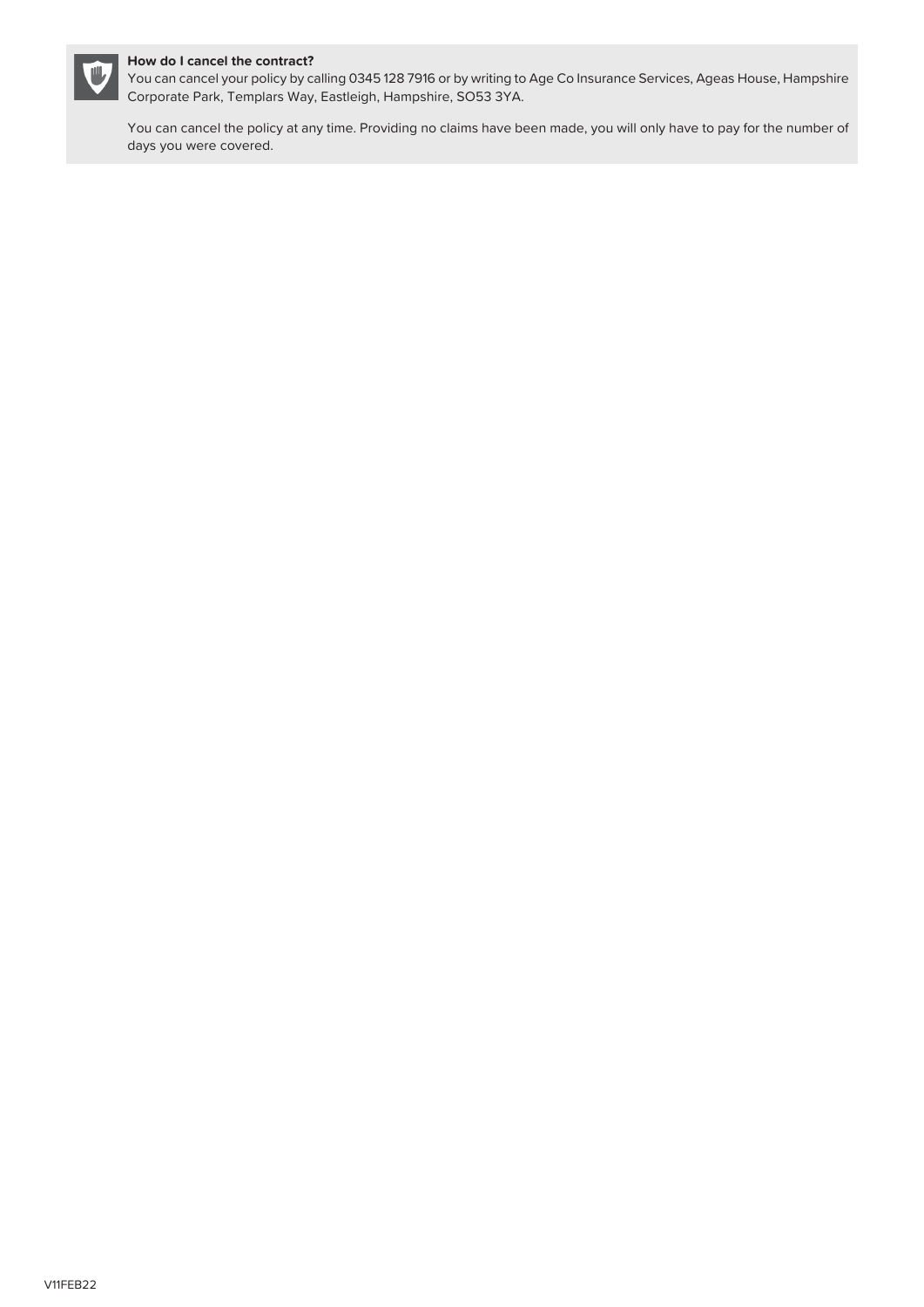**How do I cancel the contract?**

You can cancel your policy by calling 0345 128 7916 or by writing to Age Co Insurance Services, Ageas House, Hampshire Corporate Park, Templars Way, Eastleigh, Hampshire, SO53 3YA.

You can cancel the policy at any time. Providing no claims have been made, you will only have to pay for the number of days you were covered.

V11FEB22